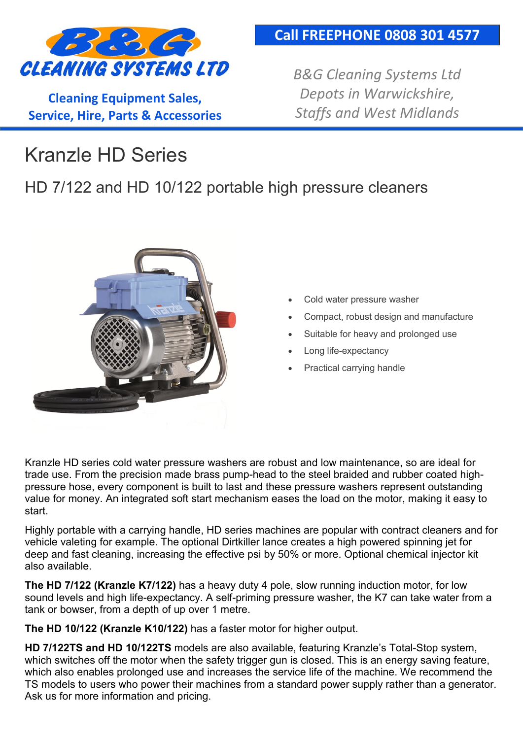B&G CLEANING SYSTEMS LTD

**Call FREEPHONE 0808 301 4577**

Cleaning Equipment Sales, Service, Hire, Parts & Accessories

*B&G Cleaning Systems Ltd Depots in Warwickshire, Staffs and West Midlands*

# Kranzle HD Series

## HD 7/122 and HD 10/122 portable high pressure cleaners

- Cold water pressure washer
- Compact, robust design and manufacture
- Suitable for heavy and prolonged use
- Long life-expectancy
- Practical carrying handle

Kranzle HD series cold water pressure washers are robust and low maintenance, so are ideal for trade use. From the precision made brass pump-head to the steel braided and rubber coated high-pressure hose, every component is built to last and these pressure washers represent outstanding value for money. An integrated soft start mechanism eases the load on the motor, making it easy to start.

Highly portable with a carrying handle, HD series machines are popular with contract cleaners and for vehicle valeting for example. The optional Dirtkiller lance creates a high powered spinning jet for deep and fast cleaning, increasing the effective psi by 50% or more. Optional chemical injector kit also available.

**The HD 7/122 (Kranzle K7/122)** has a heavy duty 4 pole, slow running induction motor, for low sound levels and high life-expectancy. A self-priming pressure washer, the K7 can take water from a tank or bowser, from a depth of up over 1 metre.

**The HD 10/122 (Kranzle K10/122)** has a faster motor for higher output.

**HD 7/122TS and HD 10/122TS** models are also available, featuring Kranzle's Total-Stop system, which switches off the motor when the safety trigger gun is closed. This is an energy saving feature, which also enables prolonged use and increases the service life of the machine. We recommend the TS models to users who power their machines from a standard power supply rather than a generator. Ask us for more information and pricing.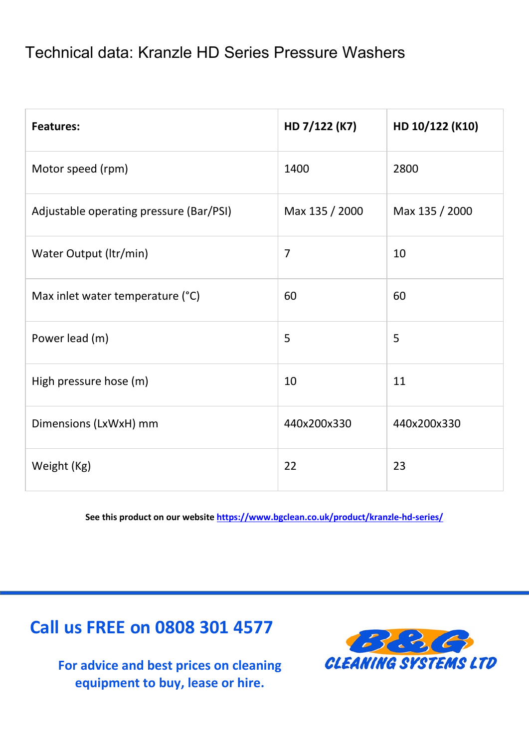# Technical data: Kranzle HD Series Pressure Washers

| Features: | HD 7/122 (K7) | HD 10/122 (K10) |
|---|---|---|
| Motor speed (rpm) | 1400 | 2800 |
| Adjustable operating pressure (Bar/PSI) | Max 135 / 2000 | Max 135 / 2000 |
| Water Output (ltr/min) | 7 | 10 |
| Max inlet water temperature (°C) | 60 | 60 |
| Power lead (m) | 5 | 5 |
| High pressure hose (m) | 10 | 11 |
| Dimensions (LxWxH) mm | 440x200x330 | 440x200x330 |
| Weight (Kg) | 22 | 23 |

**See this product on our website [https://www.bgclean.co.uk/product/kranzle-hd-series/](https://www.bgclean.co.uk/product/kranzle-hd-series/)**

## Call us FREE on 0808 301 4577

**For advice and best prices on cleaning equipment to buy, lease or hire.**

B&G CLEANING SYSTEMS LTD